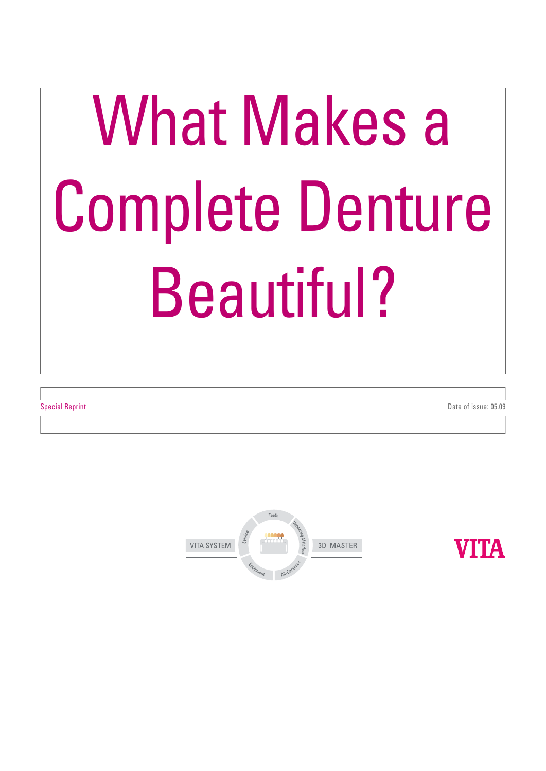# What Makes a Complete Denture Beautiful?

Special Reprint

Date of issue: 05.09

VITA SYSTEM

3D-MASTER

VITA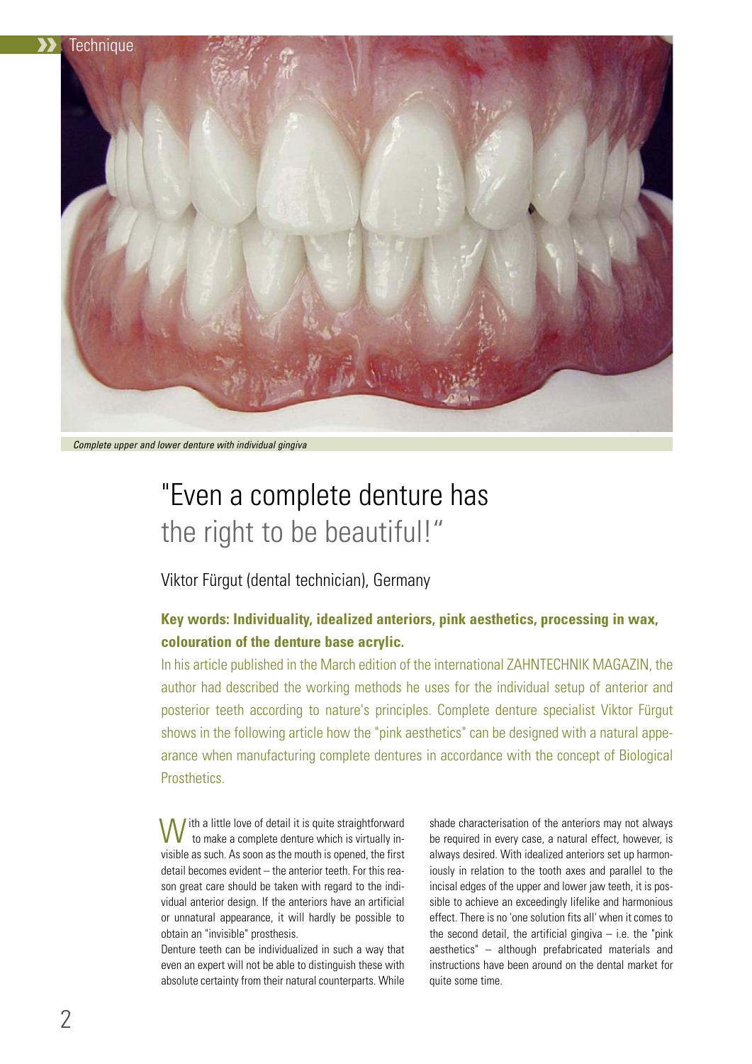Complete upper and lower denture with individual gingiva

# "Even a complete denture has the right to be beautiful!"

Viktor Fürgut (dental technician), Germany

**Key words: Individuality, idealized anteriors, pink aesthetics, processing in wax, colouration of the denture base acrylic.**

In his article published in the March edition of the international ZAHNTECHNIK MAGAZIN, the author had described the working methods he uses for the individual setup of anterior and posterior teeth according to nature's principles. Complete denture specialist Viktor Fürgut shows in the following article how the "pink aesthetics" can be designed with a natural appearance when manufacturing complete dentures in accordance with the concept of Biological Prosthetics.

With a little love of detail it is quite straightforward to make a complete denture which is virtually invisible as such. As soon as the mouth is opened, the first detail becomes evident – the anterior teeth. For this reason great care should be taken with regard to the individual anterior design. If the anteriors have an artificial or unnatural appearance, it will hardly be possible to obtain an "invisible" prosthesis.

Denture teeth can be individualized in such a way that even an expert will not be able to distinguish these with absolute certainty from their natural counterparts. While shade characterisation of the anteriors may not always be required in every case, a natural effect, however, is always desired. With idealized anteriors set up harmoniously in relation to the tooth axes and parallel to the incisal edges of the upper and lower jaw teeth, it is possible to achieve an exceedingly lifelike and harmonious effect. There is no 'one solution fits all' when it comes to the second detail, the artificial gingiva – i.e. the "pink aesthetics" – although prefabricated materials and instructions have been around on the dental market for quite some time.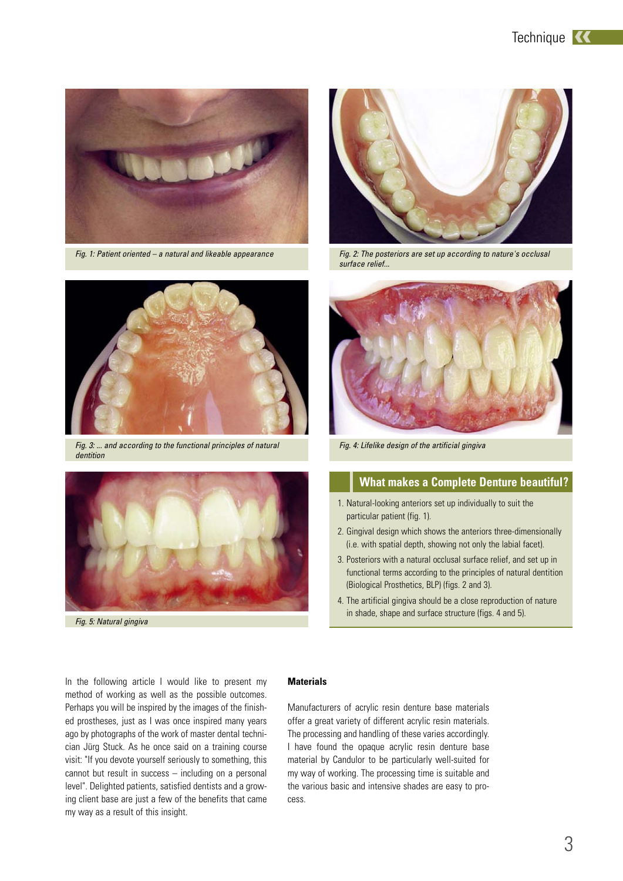Fig. 1: Patient oriented – a natural and likeable appearance

Fig. 2: The posteriors are set up according to nature's occlusal surface relief...

Fig. 3: ... and according to the functional principles of natural dentition

Fig. 4: Lifelike design of the artificial gingiva

Fig. 5: Natural gingiva

## What makes a Complete Denture beautiful?

1. Natural-looking anteriors set up individually to suit the particular patient (fig. 1).
2. Gingival design which shows the anteriors three-dimensionally (i.e. with spatial depth, showing not only the labial facet).
3. Posteriors with a natural occlusal surface relief, and set up in functional terms according to the principles of natural dentition (Biological Prosthetics, BLP) (figs. 2 and 3).
4. The artificial gingiva should be a close reproduction of nature in shade, shape and surface structure (figs. 4 and 5).

In the following article I would like to present my method of working as well as the possible outcomes. Perhaps you will be inspired by the images of the finished prostheses, just as I was once inspired many years ago by photographs of the work of master dental technician Jürg Stuck. As he once said on a training course visit: "If you devote yourself seriously to something, this cannot but result in success – including on a personal level". Delighted patients, satisfied dentists and a growing client base are just a few of the benefits that came my way as a result of this insight.

**Materials**

Manufacturers of acrylic resin denture base materials offer a great variety of different acrylic resin materials. The processing and handling of these varies accordingly. I have found the opaque acrylic resin denture base material by Candulor to be particularly well-suited for my way of working. The processing time is suitable and the various basic and intensive shades are easy to process.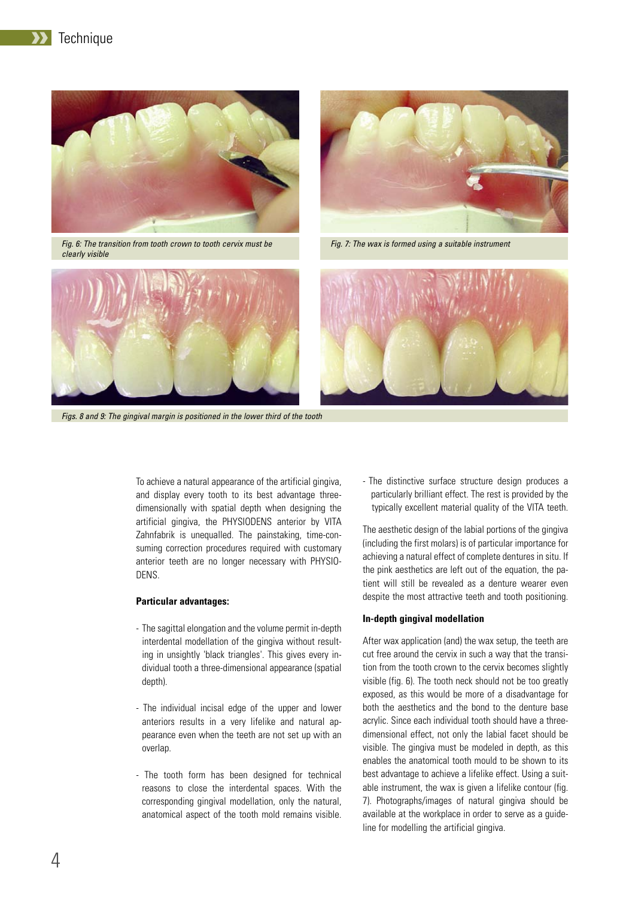Fig. 6: The transition from tooth crown to tooth cervix must be clearly visible

Fig. 7: The wax is formed using a suitable instrument

Figs. 8 and 9: The gingival margin is positioned in the lower third of the tooth

To achieve a natural appearance of the artificial gingiva, and display every tooth to its best advantage three-dimensionally with spatial depth when designing the artificial gingiva, the PHYSIODENS anterior by VITA Zahnfabrik is unequalled. The painstaking, time-consuming correction procedures required with customary anterior teeth are no longer necessary with PHYSIODENS.

**Particular advantages:**

- The sagittal elongation and the volume permit in-depth interdental modellation of the gingiva without resulting in unsightly 'black triangles'. This gives every individual tooth a three-dimensional appearance (spatial depth).

- The individual incisal edge of the upper and lower anteriors results in a very lifelike and natural appearance even when the teeth are not set up with an overlap.

- The tooth form has been designed for technical reasons to close the interdental spaces. With the corresponding gingival modellation, only the natural, anatomical aspect of the tooth mold remains visible.

- The distinctive surface structure design produces a particularly brilliant effect. The rest is provided by the typically excellent material quality of the VITA teeth.

The aesthetic design of the labial portions of the gingiva (including the first molars) is of particular importance for achieving a natural effect of complete dentures in situ. If the pink aesthetics are left out of the equation, the patient will still be revealed as a denture wearer even despite the most attractive teeth and tooth positioning.

**In-depth gingival modellation**

After wax application (and) the wax setup, the teeth are cut free around the cervix in such a way that the transition from the tooth crown to the cervix becomes slightly visible (fig. 6). The tooth neck should not be too greatly exposed, as this would be more of a disadvantage for both the aesthetics and the bond to the denture base acrylic. Since each individual tooth should have a three-dimensional effect, not only the labial facet should be visible. The gingiva must be modeled in depth, as this enables the anatomical tooth mould to be shown to its best advantage to achieve a lifelike effect. Using a suitable instrument, the wax is given a lifelike contour (fig. 7). Photographs/images of natural gingiva should be available at the workplace in order to serve as a guideline for modelling the artificial gingiva.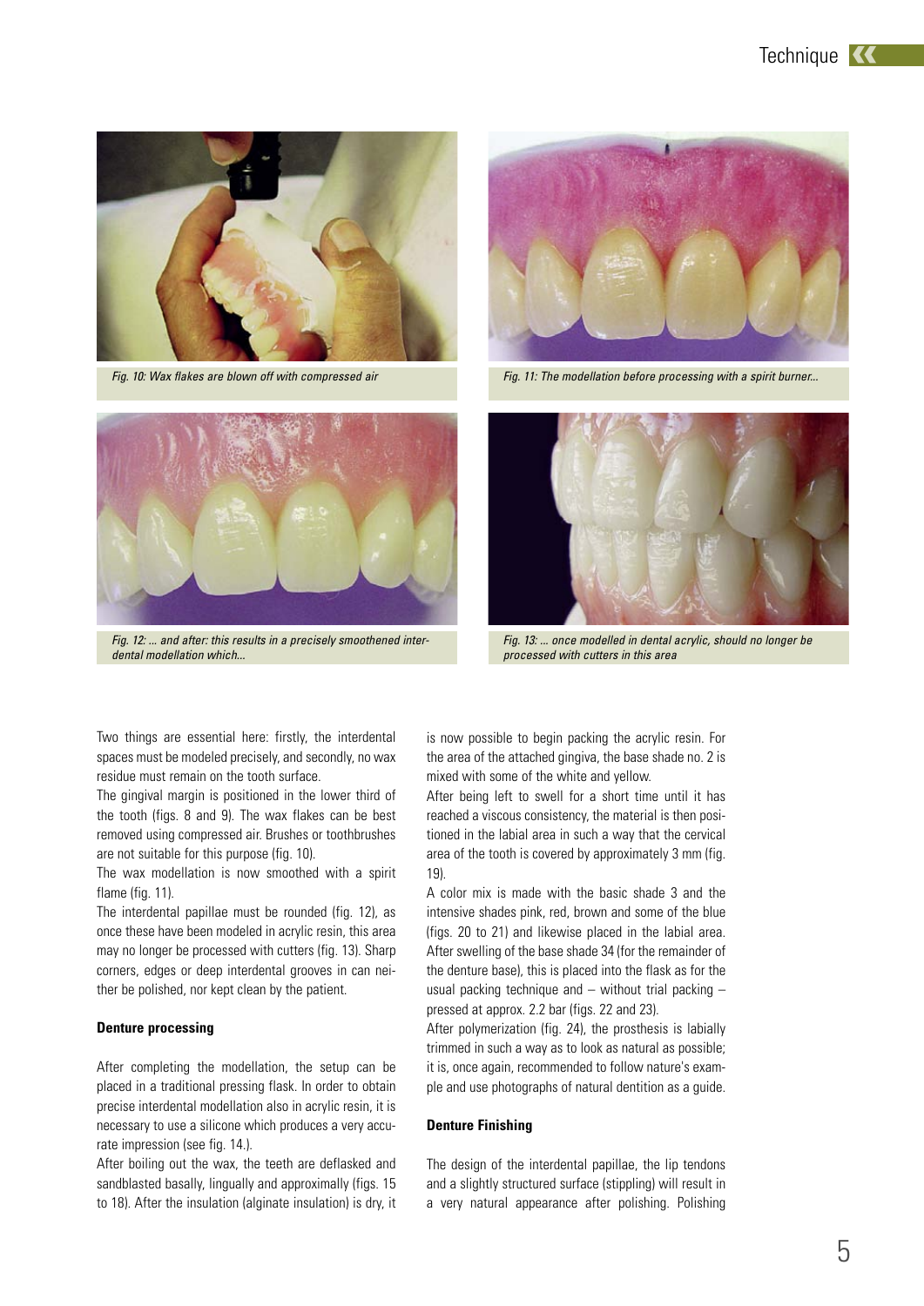*Fig. 10: Wax flakes are blown off with compressed air*

*Fig. 11: The modellation before processing with a spirit burner...*

*Fig. 12: ... and after: this results in a precisely smoothened interdental modellation which...*

*Fig. 13: ... once modelled in dental acrylic, should no longer be processed with cutters in this area*

Two things are essential here: firstly, the interdental spaces must be modeled precisely, and secondly, no wax residue must remain on the tooth surface.

The gingival margin is positioned in the lower third of the tooth (figs. 8 and 9). The wax flakes can be best removed using compressed air. Brushes or toothbrushes are not suitable for this purpose (fig. 10).

The wax modellation is now smoothed with a spirit flame (fig. 11).

The interdental papillae must be rounded (fig. 12), as once these have been modeled in acrylic resin, this area may no longer be processed with cutters (fig. 13). Sharp corners, edges or deep interdental grooves in can neither be polished, nor kept clean by the patient.

**Denture processing**

After completing the modellation, the setup can be placed in a traditional pressing flask. In order to obtain precise interdental modellation also in acrylic resin, it is necessary to use a silicone which produces a very accurate impression (see fig. 14.).

After boiling out the wax, the teeth are deflasked and sandblasted basally, lingually and approximally (figs. 15 to 18). After the insulation (alginate insulation) is dry, it is now possible to begin packing the acrylic resin. For the area of the attached gingiva, the base shade no. 2 is mixed with some of the white and yellow.

After being left to swell for a short time until it has reached a viscous consistency, the material is then positioned in the labial area in such a way that the cervical area of the tooth is covered by approximately 3 mm (fig. 19).

A color mix is made with the basic shade 3 and the intensive shades pink, red, brown and some of the blue (figs. 20 to 21) and likewise placed in the labial area. After swelling of the base shade 34 (for the remainder of the denture base), this is placed into the flask as for the usual packing technique and – without trial packing – pressed at approx. 2.2 bar (figs. 22 and 23).

After polymerization (fig. 24), the prosthesis is labially trimmed in such a way as to look as natural as possible; it is, once again, recommended to follow nature's example and use photographs of natural dentition as a guide.

**Denture Finishing**

The design of the interdental papillae, the lip tendons and a slightly structured surface (stippling) will result in a very natural appearance after polishing. Polishing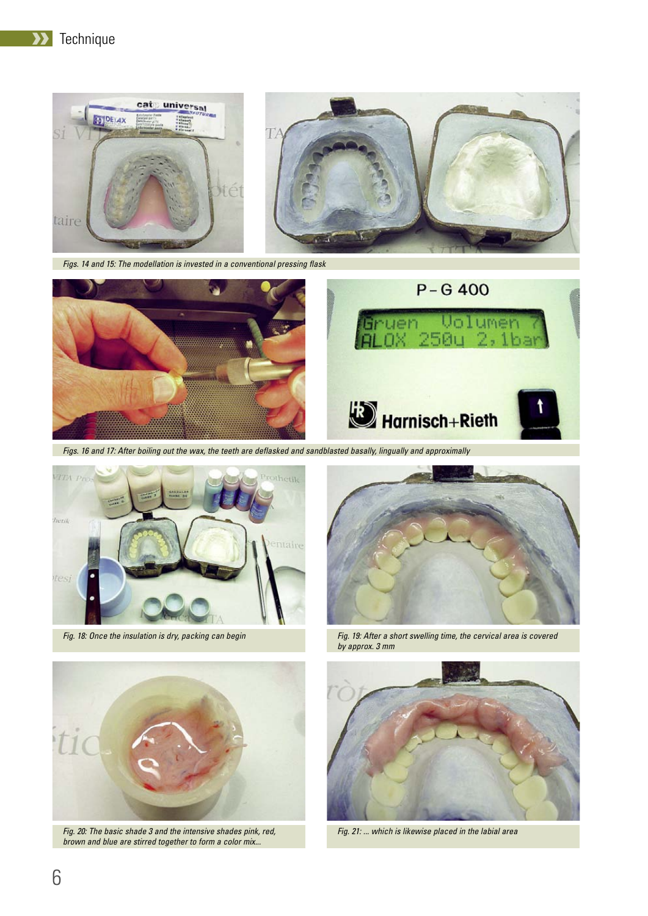Figs. 14 and 15: The modellation is invested in a conventional pressing flask

Figs. 16 and 17: After boiling out the wax, the teeth are deflasked and sandblasted basally, lingually and approximally

Fig. 18: Once the insulation is dry, packing can begin

Fig. 19: After a short swelling time, the cervical area is covered by approx. 3 mm

Fig. 20: The basic shade 3 and the intensive shades pink, red, brown and blue are stirred together to form a color mix...

Fig. 21: ... which is likewise placed in the labial area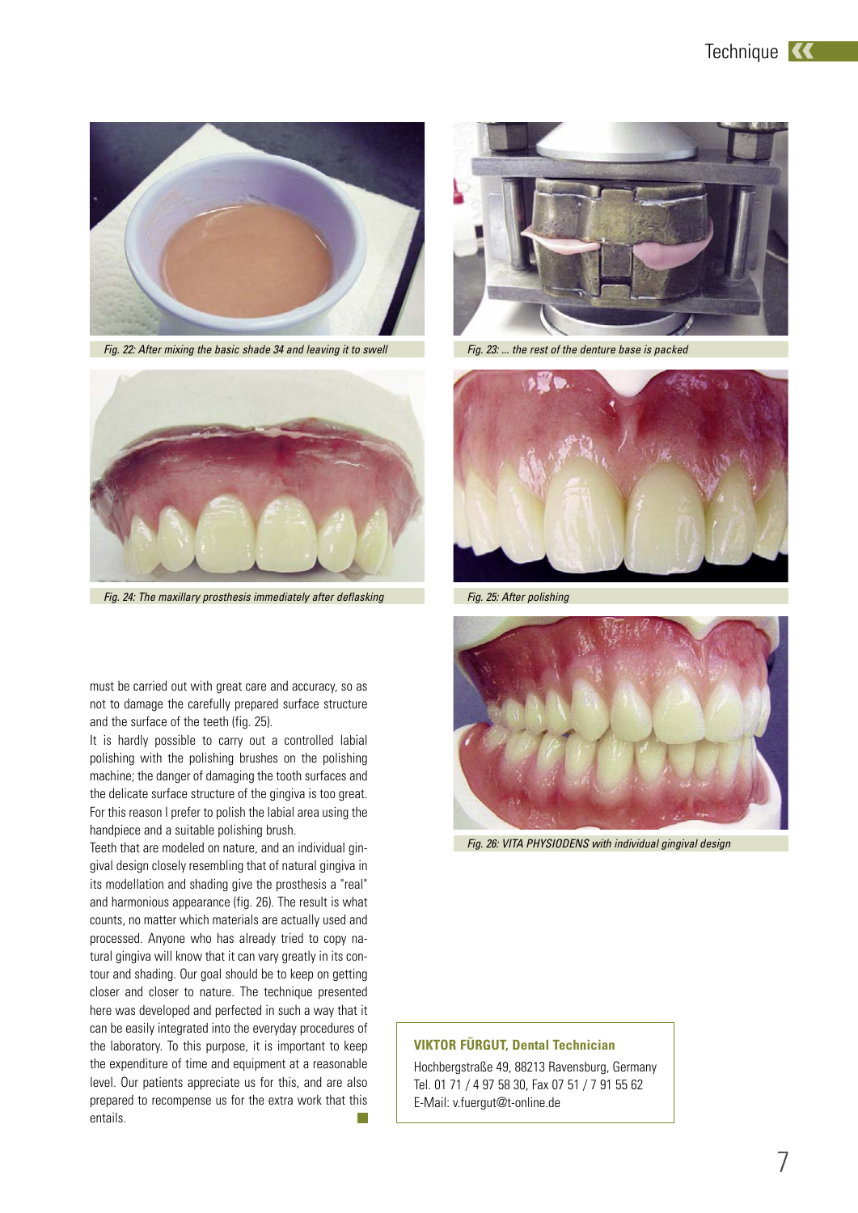Fig. 22: After mixing the basic shade 34 and leaving it to swell

Fig. 23: ... the rest of the denture base is packed

Fig. 24: The maxillary prosthesis immediately after deflasking

Fig. 25: After polishing

Fig. 26: VITA PHYSIODENS with individual gingival design

must be carried out with great care and accuracy, so as not to damage the carefully prepared surface structure and the surface of the teeth (fig. 25).

It is hardly possible to carry out a controlled labial polishing with the polishing brushes on the polishing machine; the danger of damaging the tooth surfaces and the delicate surface structure of the gingiva is too great. For this reason I prefer to polish the labial area using the handpiece and a suitable polishing brush.

Teeth that are modeled on nature, and an individual gingival design closely resembling that of natural gingiva in its modellation and shading give the prosthesis a "real" and harmonious appearance (fig. 26). The result is what counts, no matter which materials are actually used and processed. Anyone who has already tried to copy natural gingiva will know that it can vary greatly in its contour and shading. Our goal should be to keep on getting closer and closer to nature. The technique presented here was developed and perfected in such a way that it can be easily integrated into the everyday procedures of the laboratory. To this purpose, it is important to keep the expenditure of time and equipment at a reasonable level. Our patients appreciate us for this, and are also prepared to recompense us for the extra work that this entails.

**VIKTOR FÜRGUT, Dental Technician**
Hochbergstraße 49, 88213 Ravensburg, Germany
Tel. 01 71 / 4 97 58 30, Fax 07 51 / 7 91 55 62
E-Mail: v.fuergut@t-online.de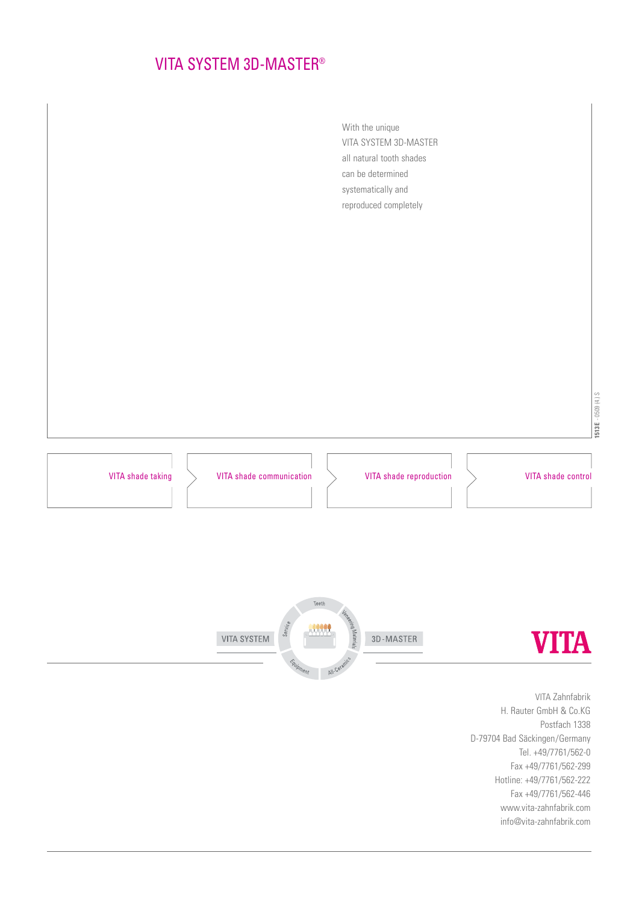# VITA SYSTEM 3D-MASTER®

With the unique VITA SYSTEM 3D-MASTER all natural tooth shades can be determined systematically and reproduced completely

1513E - 0509 (4.) S

VITA shade taking > VITA shade communication > VITA shade reproduction > VITA shade control

VITA SYSTEM

Teeth
Veneering Materials
All-Ceramics
Equipment
Service

3D-MASTER

VITA

VITA Zahnfabrik
H. Rauter GmbH & Co.KG
Postfach 1338
D-79704 Bad Säckingen/Germany
Tel. +49/7761/562-0
Fax +49/7761/562-299
Hotline: +49/7761/562-222
Fax +49/7761/562-446
www.vita-zahnfabrik.com
info@vita-zahnfabrik.com